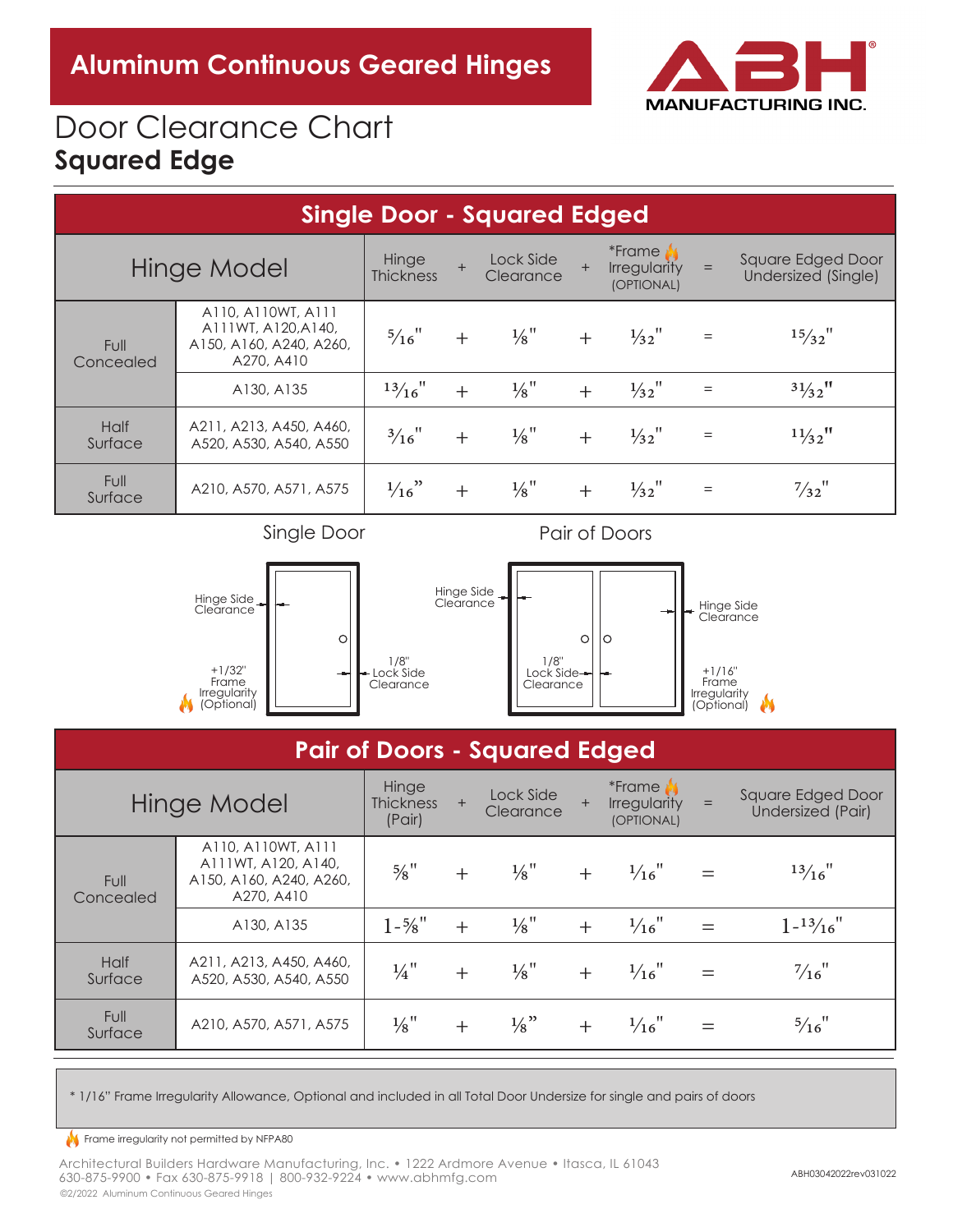# Aluminum Continuous Geared Hinges

ABH MANUFACTURING INC.

# Door Clearance Chart

## Squared Edge

| Single Door - Squared Edged | | | | | | | | |
|---|---|---|---|---|---|---|---|---|
| Hinge Model | | Hinge Thickness | + | Lock Side Clearance | + | *Frame Irregularity (OPTIONAL) | = | Square Edged Door Undersized (Single) |
| Full Concealed | A110, A110WT, A111 A111WT, A120,A140, A150, A160, A240, A260, A270, A410 | 5/16" | + | 1/8" | + | 1/32" | = | 15/32" |
| | A130, A135 | 13/16" | + | 1/8" | + | 1/32" | = | 31/32" |
| Half Surface | A211, A213, A450, A460, A520, A530, A540, A550 | 3/16" | + | 1/8" | + | 1/32" | = | 11/32" |
| Full Surface | A210, A570, A571, A575 | 1/16" | + | 1/8" | + | 1/32" | = | 7/32" |

Single Door

Hinge Side Clearance

+1/32" Frame Irregularity (Optional)

1/8" Lock Side Clearance

Pair of Doors

Hinge Side Clearance

1/8" Lock Side Clearance

Hinge Side Clearance

+1/16" Frame Irregularity (Optional)

| Pair of Doors - Squared Edged | | | | | | | | |
|---|---|---|---|---|---|---|---|---|
| Hinge Model | | Hinge Thickness (Pair) | + | Lock Side Clearance | + | *Frame Irregularity (OPTIONAL) | = | Square Edged Door Undersized (Pair) |
| Full Concealed | A110, A110WT, A111 A111WT, A120, A140, A150, A160, A240, A260, A270, A410 | 5/8" | + | 1/8" | + | 1/16" | = | 13/16" |
| | A130, A135 | 1-5/8" | + | 1/8" | + | 1/16" | = | 1-13/16" |
| Half Surface | A211, A213, A450, A460, A520, A530, A540, A550 | 1/4" | + | 1/8" | + | 1/16" | = | 7/16" |
| Full Surface | A210, A570, A571, A575 | 1/8" | + | 1/8" | + | 1/16" | = | 5/16" |

* 1/16" Frame Irregularity Allowance, Optional and included in all Total Door Undersize for single and pairs of doors

Frame irregularity not permitted by NFPA80

Architectural Builders Hardware Manufacturing, Inc. • 1222 Ardmore Avenue • Itasca, IL 61043
630-875-9900 • Fax 630-875-9918 | 800-932-9224 • www.abhmfg.com
©2/2022 Aluminum Continuous Geared Hinges

ABH03042022rev031022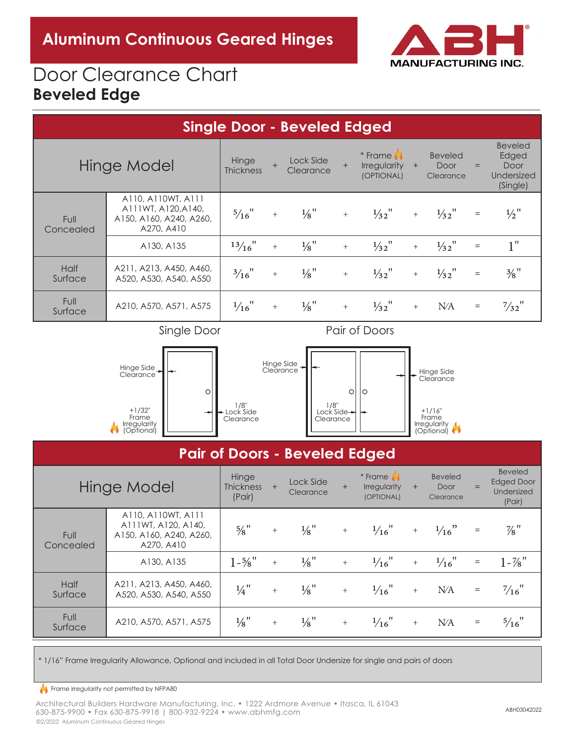# Aluminum Continuous Geared Hinges

ABH MANUFACTURING INC.

# Door Clearance Chart
## Beveled Edge

### Single Door - Beveled Edged

| Hinge Model | | Hinge Thickness | + | Lock Side Clearance | + | * Frame Irregularity (OPTIONAL) | + | Beveled Door Clearance | = | Beveled Edged Door Undersized (Single) |
|---|---|---|---|---|---|---|---|---|---|---|
| Full Concealed | A110, A110WT, A111 A111WT, A120, A140, A150, A160, A240, A260, A270, A410 | 5/16" | + | 1/8" | + | 1/32" | + | 1/32" | = | 1/2" |
| | A130, A135 | 13/16" | + | 1/8" | + | 1/32" | + | 1/32" | = | 1" |
| Half Surface | A211, A213, A450, A460, A520, A530, A540, A550 | 3/16" | + | 1/8" | + | 1/32" | + | 1/32" | = | 3/8" |
| Full Surface | A210, A570, A571, A575 | 1/16" | + | 1/8" | + | 1/32" | + | N/A | = | 7/32" |

Single Door

Hinge Side Clearance

+1/32" Frame Irregularity (Optional)

1/8" Lock Side Clearance

Pair of Doors

Hinge Side Clearance

1/8" Lock Side Clearance

Hinge Side Clearance

+1/16" Frame Irregularity (Optional)

### Pair of Doors - Beveled Edged

| Hinge Model | | Hinge Thickness (Pair) | + | Lock Side Clearance | + | * Frame Irregularity (OPTIONAL) | + | Beveled Door Clearance | = | Beveled Edged Door Undersized (Pair) |
|---|---|---|---|---|---|---|---|---|---|---|
| Full Concealed | A110, A110WT, A111 A111WT, A120, A140, A150, A160, A240, A260, A270, A410 | 5/8" | + | 1/8" | + | 1/16" | + | 1/16" | = | 7/8" |
| | A130, A135 | 1-5/8" | + | 1/8" | + | 1/16" | + | 1/16" | = | 1-7/8" |
| Half Surface | A211, A213, A450, A460, A520, A530, A540, A550 | 1/4" | + | 1/8" | + | 1/16" | + | N/A | = | 7/16" |
| Full Surface | A210, A570, A571, A575 | 1/8" | + | 1/8" | + | 1/16" | + | N/A | = | 5/16" |

* 1/16" Frame Irregularity Allowance, Optional and included in all Total Door Undersize for single and pairs of doors

Frame irregularity not permitted by NFPA80

Architectural Builders Hardware Manufacturing, Inc. • 1222 Ardmore Avenue • Itasca, IL 61043
630-875-9900 • Fax 630-875-9918 | 800-932-9224 • www.abhmfg.com
©2/2022 Aluminum Continuous Geared Hinges

ABH03042022